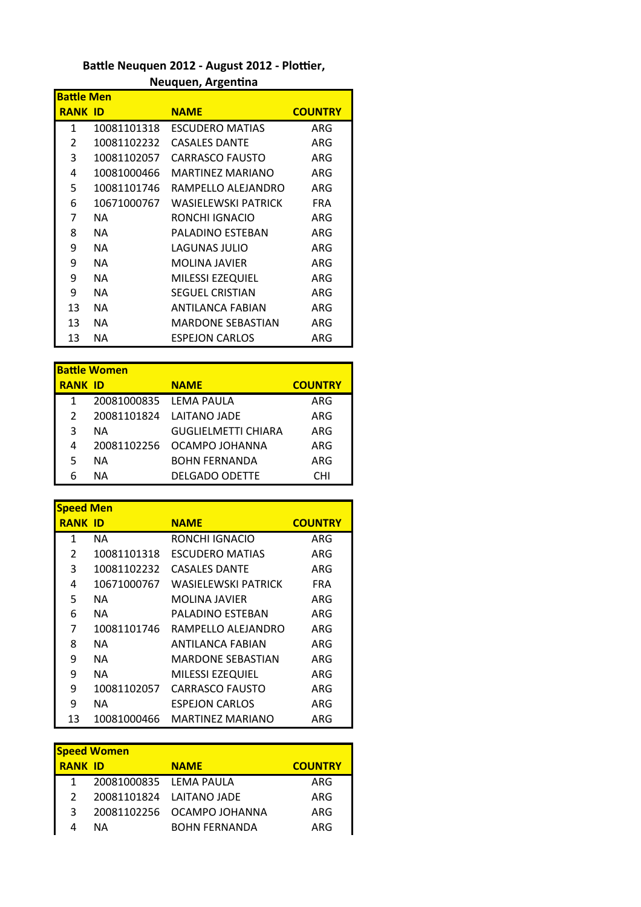# Battle Neuquen 2012 - August 2012 - Plottier, Neuquen, Argentina

**Battle Men**

| RANK | ID | NAME | COUNTRY |
|---|---|---|---|
| 1 | 10081101318 | ESCUDERO MATIAS | ARG |
| 2 | 10081102232 | CASALES DANTE | ARG |
| 3 | 10081102057 | CARRASCO FAUSTO | ARG |
| 4 | 10081000466 | MARTINEZ MARIANO | ARG |
| 5 | 10081101746 | RAMPELLO ALEJANDRO | ARG |
| 6 | 10671000767 | WASIELEWSKI PATRICK | FRA |
| 7 | NA | RONCHI IGNACIO | ARG |
| 8 | NA | PALADINO ESTEBAN | ARG |
| 9 | NA | LAGUNAS JULIO | ARG |
| 9 | NA | MOLINA JAVIER | ARG |
| 9 | NA | MILESSI EZEQUIEL | ARG |
| 9 | NA | SEGUEL CRISTIAN | ARG |
| 13 | NA | ANTILANCA FABIAN | ARG |
| 13 | NA | MARDONE SEBASTIAN | ARG |
| 13 | NA | ESPEJON CARLOS | ARG |

**Battle Women**

| RANK | ID | NAME | COUNTRY |
|---|---|---|---|
| 1 | 20081000835 | LEMA PAULA | ARG |
| 2 | 20081101824 | LAITANO JADE | ARG |
| 3 | NA | GUGLIELMETTI CHIARA | ARG |
| 4 | 20081102256 | OCAMPO JOHANNA | ARG |
| 5 | NA | BOHN FERNANDA | ARG |
| 6 | NA | DELGADO ODETTE | CHI |

**Speed Men**

| RANK | ID | NAME | COUNTRY |
|---|---|---|---|
| 1 | NA | RONCHI IGNACIO | ARG |
| 2 | 10081101318 | ESCUDERO MATIAS | ARG |
| 3 | 10081102232 | CASALES DANTE | ARG |
| 4 | 10671000767 | WASIELEWSKI PATRICK | FRA |
| 5 | NA | MOLINA JAVIER | ARG |
| 6 | NA | PALADINO ESTEBAN | ARG |
| 7 | 10081101746 | RAMPELLO ALEJANDRO | ARG |
| 8 | NA | ANTILANCA FABIAN | ARG |
| 9 | NA | MARDONE SEBASTIAN | ARG |
| 9 | NA | MILESSI EZEQUIEL | ARG |
| 9 | 10081102057 | CARRASCO FAUSTO | ARG |
| 9 | NA | ESPEJON CARLOS | ARG |
| 13 | 10081000466 | MARTINEZ MARIANO | ARG |

**Speed Women**

| RANK | ID | NAME | COUNTRY |
|---|---|---|---|
| 1 | 20081000835 | LEMA PAULA | ARG |
| 2 | 20081101824 | LAITANO JADE | ARG |
| 3 | 20081102256 | OCAMPO JOHANNA | ARG |
| 4 | NA | BOHN FERNANDA | ARG |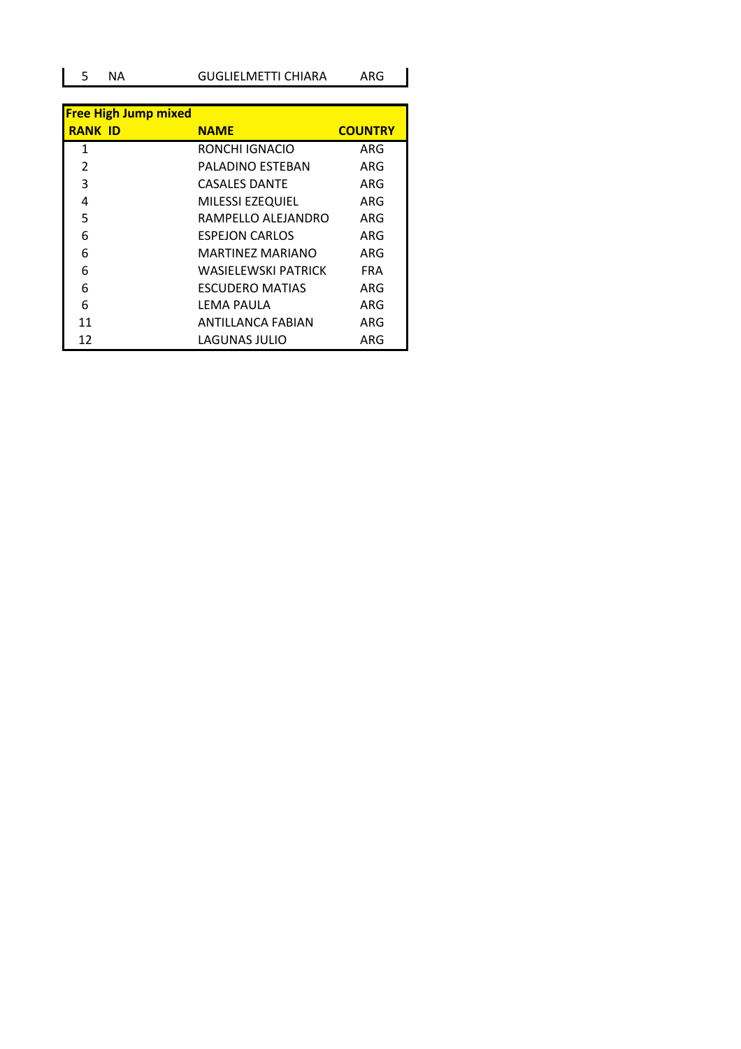| | | | |
|---|---|---|---|
| 5 | NA | GUGLIELMETTI CHIARA | ARG |

**Free High Jump mixed**

| RANK | ID | NAME | COUNTRY |
|---|---|---|---|
| 1 | | RONCHI IGNACIO | ARG |
| 2 | | PALADINO ESTEBAN | ARG |
| 3 | | CASALES DANTE | ARG |
| 4 | | MILESSI EZEQUIEL | ARG |
| 5 | | RAMPELLO ALEJANDRO | ARG |
| 6 | | ESPEJON CARLOS | ARG |
| 6 | | MARTINEZ MARIANO | ARG |
| 6 | | WASIELEWSKI PATRICK | FRA |
| 6 | | ESCUDERO MATIAS | ARG |
| 6 | | LEMA PAULA | ARG |
| 11 | | ANTILLANCA FABIAN | ARG |
| 12 | | LAGUNAS JULIO | ARG |